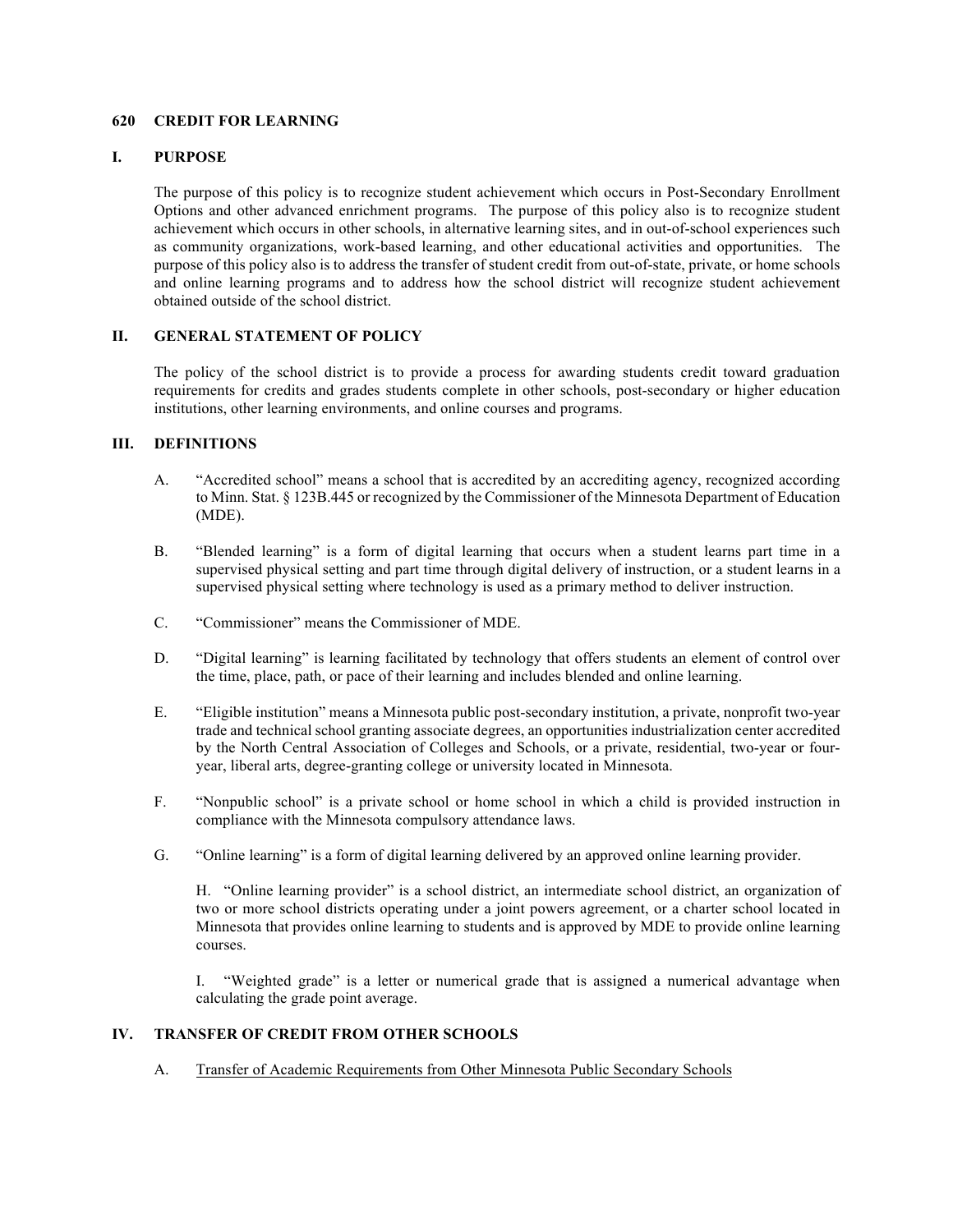## 620 CREDIT FOR LEARNING

### I. PURPOSE

The purpose of this policy is to recognize student achievement which occurs in Post-Secondary Enrollment Options and other advanced enrichment programs. The purpose of this policy also is to recognize student achievement which occurs in other schools, in alternative learning sites, and in out-of-school experiences such as community organizations, work-based learning, and other educational activities and opportunities. The purpose of this policy also is to address the transfer of student credit from out-of-state, private, or home schools and online learning programs and to address how the school district will recognize student achievement obtained outside of the school district.

### II. GENERAL STATEMENT OF POLICY

The policy of the school district is to provide a process for awarding students credit toward graduation requirements for credits and grades students complete in other schools, post-secondary or higher education institutions, other learning environments, and online courses and programs.

### III. DEFINITIONS

A. "Accredited school" means a school that is accredited by an accrediting agency, recognized according to Minn. Stat. § 123B.445 or recognized by the Commissioner of the Minnesota Department of Education (MDE).

B. "Blended learning" is a form of digital learning that occurs when a student learns part time in a supervised physical setting and part time through digital delivery of instruction, or a student learns in a supervised physical setting where technology is used as a primary method to deliver instruction.

C. "Commissioner" means the Commissioner of MDE.

D. "Digital learning" is learning facilitated by technology that offers students an element of control over the time, place, path, or pace of their learning and includes blended and online learning.

E. "Eligible institution" means a Minnesota public post-secondary institution, a private, nonprofit two-year trade and technical school granting associate degrees, an opportunities industrialization center accredited by the North Central Association of Colleges and Schools, or a private, residential, two-year or four-year, liberal arts, degree-granting college or university located in Minnesota.

F. "Nonpublic school" is a private school or home school in which a child is provided instruction in compliance with the Minnesota compulsory attendance laws.

G. "Online learning" is a form of digital learning delivered by an approved online learning provider.

H. "Online learning provider" is a school district, an intermediate school district, an organization of two or more school districts operating under a joint powers agreement, or a charter school located in Minnesota that provides online learning to students and is approved by MDE to provide online learning courses.

I. "Weighted grade" is a letter or numerical grade that is assigned a numerical advantage when calculating the grade point average.

### IV. TRANSFER OF CREDIT FROM OTHER SCHOOLS

A. Transfer of Academic Requirements from Other Minnesota Public Secondary Schools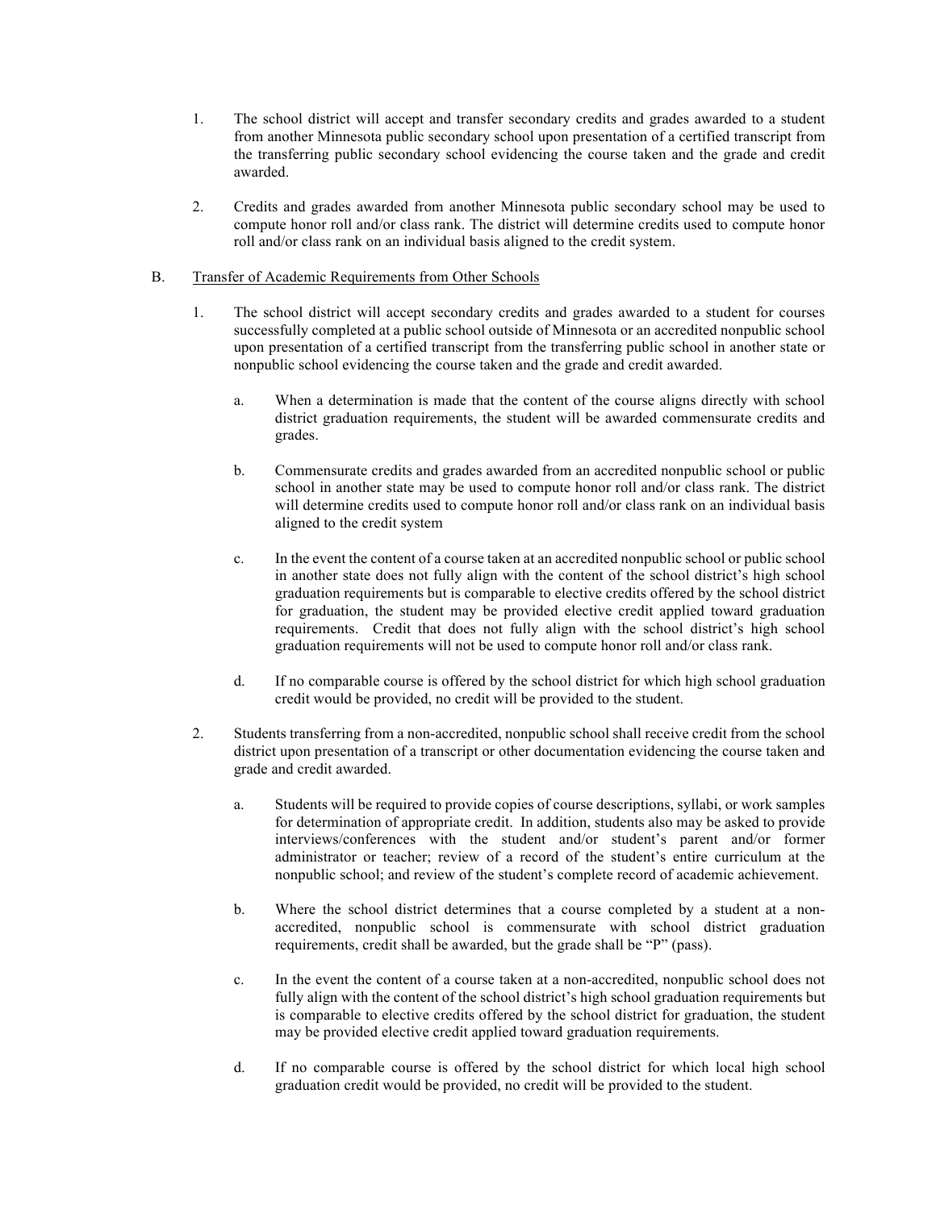1. The school district will accept and transfer secondary credits and grades awarded to a student from another Minnesota public secondary school upon presentation of a certified transcript from the transferring public secondary school evidencing the course taken and the grade and credit awarded.

2. Credits and grades awarded from another Minnesota public secondary school may be used to compute honor roll and/or class rank. The district will determine credits used to compute honor roll and/or class rank on an individual basis aligned to the credit system.

B. <u>Transfer of Academic Requirements from Other Schools</u>

1. The school district will accept secondary credits and grades awarded to a student for courses successfully completed at a public school outside of Minnesota or an accredited nonpublic school upon presentation of a certified transcript from the transferring public school in another state or nonpublic school evidencing the course taken and the grade and credit awarded.

    a. When a determination is made that the content of the course aligns directly with school district graduation requirements, the student will be awarded commensurate credits and grades.

    b. Commensurate credits and grades awarded from an accredited nonpublic school or public school in another state may be used to compute honor roll and/or class rank. The district will determine credits used to compute honor roll and/or class rank on an individual basis aligned to the credit system

    c. In the event the content of a course taken at an accredited nonpublic school or public school in another state does not fully align with the content of the school district's high school graduation requirements but is comparable to elective credits offered by the school district for graduation, the student may be provided elective credit applied toward graduation requirements. Credit that does not fully align with the school district's high school graduation requirements will not be used to compute honor roll and/or class rank.

    d. If no comparable course is offered by the school district for which high school graduation credit would be provided, no credit will be provided to the student.

2. Students transferring from a non-accredited, nonpublic school shall receive credit from the school district upon presentation of a transcript or other documentation evidencing the course taken and grade and credit awarded.

    a. Students will be required to provide copies of course descriptions, syllabi, or work samples for determination of appropriate credit. In addition, students also may be asked to provide interviews/conferences with the student and/or student's parent and/or former administrator or teacher; review of a record of the student's entire curriculum at the nonpublic school; and review of the student's complete record of academic achievement.

    b. Where the school district determines that a course completed by a student at a non-accredited, nonpublic school is commensurate with school district graduation requirements, credit shall be awarded, but the grade shall be "P" (pass).

    c. In the event the content of a course taken at a non-accredited, nonpublic school does not fully align with the content of the school district's high school graduation requirements but is comparable to elective credits offered by the school district for graduation, the student may be provided elective credit applied toward graduation requirements.

    d. If no comparable course is offered by the school district for which local high school graduation credit would be provided, no credit will be provided to the student.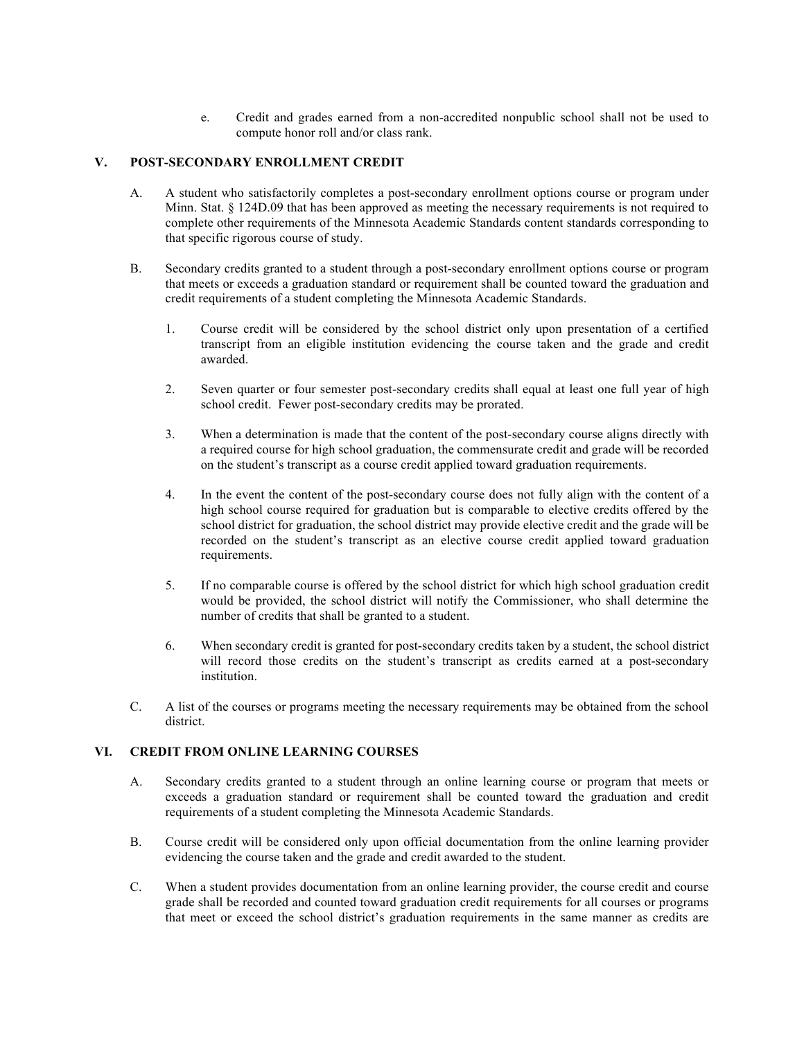e. Credit and grades earned from a non-accredited nonpublic school shall not be used to compute honor roll and/or class rank.

## V. POST-SECONDARY ENROLLMENT CREDIT

A. A student who satisfactorily completes a post-secondary enrollment options course or program under Minn. Stat. § 124D.09 that has been approved as meeting the necessary requirements is not required to complete other requirements of the Minnesota Academic Standards content standards corresponding to that specific rigorous course of study.

B. Secondary credits granted to a student through a post-secondary enrollment options course or program that meets or exceeds a graduation standard or requirement shall be counted toward the graduation and credit requirements of a student completing the Minnesota Academic Standards.

1. Course credit will be considered by the school district only upon presentation of a certified transcript from an eligible institution evidencing the course taken and the grade and credit awarded.

2. Seven quarter or four semester post-secondary credits shall equal at least one full year of high school credit. Fewer post-secondary credits may be prorated.

3. When a determination is made that the content of the post-secondary course aligns directly with a required course for high school graduation, the commensurate credit and grade will be recorded on the student's transcript as a course credit applied toward graduation requirements.

4. In the event the content of the post-secondary course does not fully align with the content of a high school course required for graduation but is comparable to elective credits offered by the school district for graduation, the school district may provide elective credit and the grade will be recorded on the student's transcript as an elective course credit applied toward graduation requirements.

5. If no comparable course is offered by the school district for which high school graduation credit would be provided, the school district will notify the Commissioner, who shall determine the number of credits that shall be granted to a student.

6. When secondary credit is granted for post-secondary credits taken by a student, the school district will record those credits on the student's transcript as credits earned at a post-secondary institution.

C. A list of the courses or programs meeting the necessary requirements may be obtained from the school district.

## VI. CREDIT FROM ONLINE LEARNING COURSES

A. Secondary credits granted to a student through an online learning course or program that meets or exceeds a graduation standard or requirement shall be counted toward the graduation and credit requirements of a student completing the Minnesota Academic Standards.

B. Course credit will be considered only upon official documentation from the online learning provider evidencing the course taken and the grade and credit awarded to the student.

C. When a student provides documentation from an online learning provider, the course credit and course grade shall be recorded and counted toward graduation credit requirements for all courses or programs that meet or exceed the school district's graduation requirements in the same manner as credits are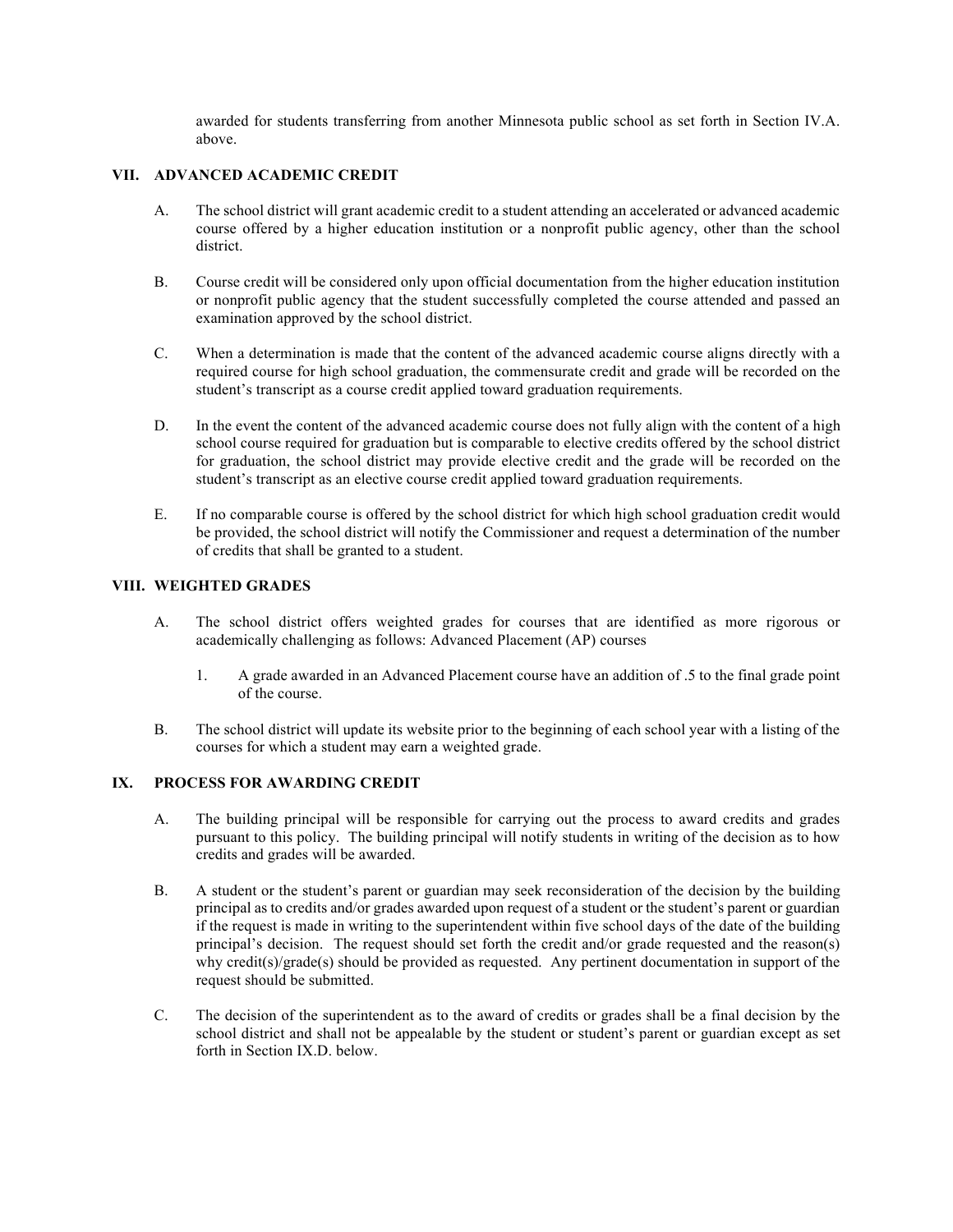awarded for students transferring from another Minnesota public school as set forth in Section IV.A. above.

## VII. ADVANCED ACADEMIC CREDIT

A. The school district will grant academic credit to a student attending an accelerated or advanced academic course offered by a higher education institution or a nonprofit public agency, other than the school district.

B. Course credit will be considered only upon official documentation from the higher education institution or nonprofit public agency that the student successfully completed the course attended and passed an examination approved by the school district.

C. When a determination is made that the content of the advanced academic course aligns directly with a required course for high school graduation, the commensurate credit and grade will be recorded on the student's transcript as a course credit applied toward graduation requirements.

D. In the event the content of the advanced academic course does not fully align with the content of a high school course required for graduation but is comparable to elective credits offered by the school district for graduation, the school district may provide elective credit and the grade will be recorded on the student's transcript as an elective course credit applied toward graduation requirements.

E. If no comparable course is offered by the school district for which high school graduation credit would be provided, the school district will notify the Commissioner and request a determination of the number of credits that shall be granted to a student.

## VIII. WEIGHTED GRADES

A. The school district offers weighted grades for courses that are identified as more rigorous or academically challenging as follows: Advanced Placement (AP) courses

   1. A grade awarded in an Advanced Placement course have an addition of .5 to the final grade point of the course.

B. The school district will update its website prior to the beginning of each school year with a listing of the courses for which a student may earn a weighted grade.

## IX. PROCESS FOR AWARDING CREDIT

A. The building principal will be responsible for carrying out the process to award credits and grades pursuant to this policy. The building principal will notify students in writing of the decision as to how credits and grades will be awarded.

B. A student or the student's parent or guardian may seek reconsideration of the decision by the building principal as to credits and/or grades awarded upon request of a student or the student's parent or guardian if the request is made in writing to the superintendent within five school days of the date of the building principal's decision. The request should set forth the credit and/or grade requested and the reason(s) why credit(s)/grade(s) should be provided as requested. Any pertinent documentation in support of the request should be submitted.

C. The decision of the superintendent as to the award of credits or grades shall be a final decision by the school district and shall not be appealable by the student or student's parent or guardian except as set forth in Section IX.D. below.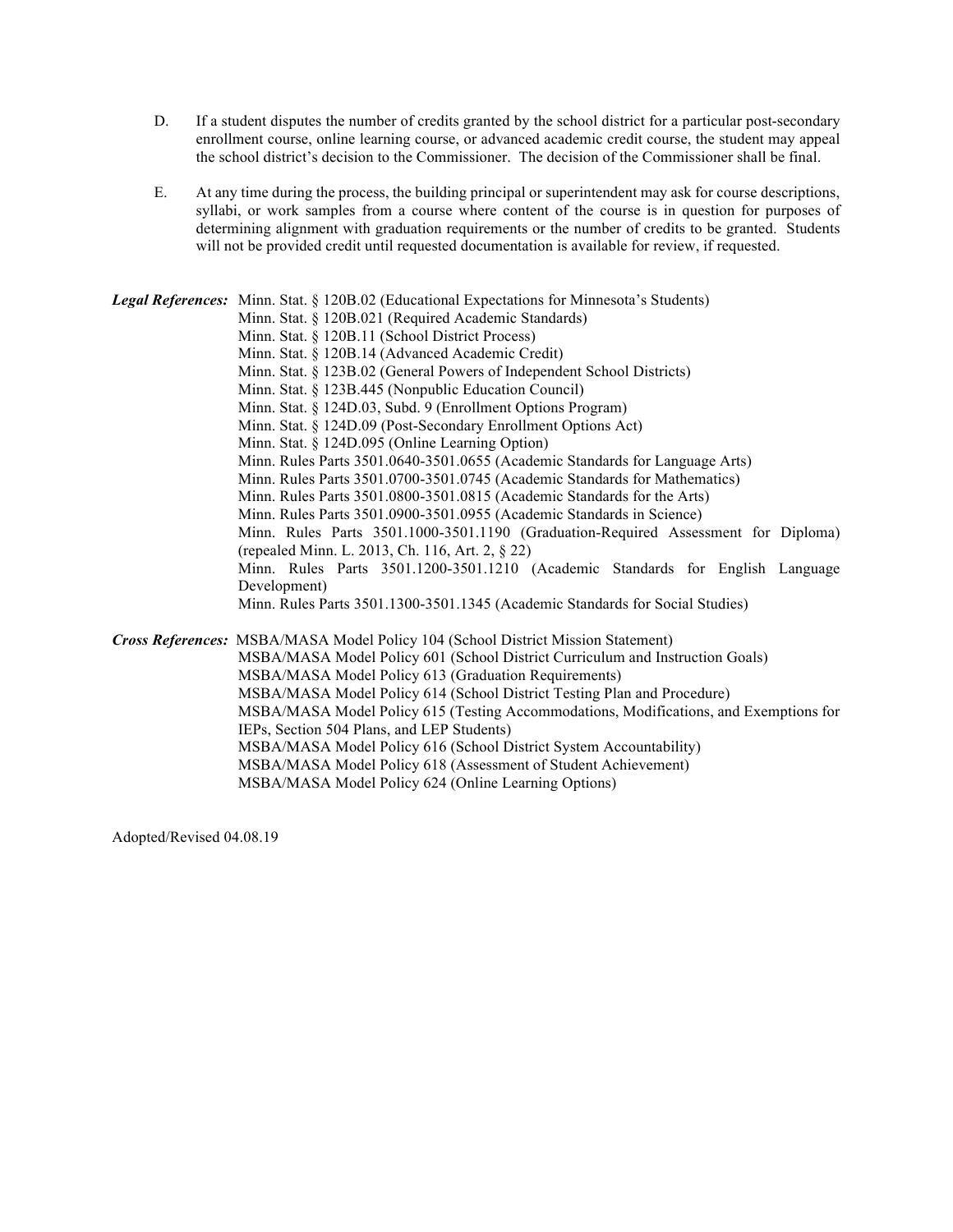D. If a student disputes the number of credits granted by the school district for a particular post-secondary enrollment course, online learning course, or advanced academic credit course, the student may appeal the school district's decision to the Commissioner. The decision of the Commissioner shall be final.

E. At any time during the process, the building principal or superintendent may ask for course descriptions, syllabi, or work samples from a course where content of the course is in question for purposes of determining alignment with graduation requirements or the number of credits to be granted. Students will not be provided credit until requested documentation is available for review, if requested.

***Legal References:*** Minn. Stat. § 120B.02 (Educational Expectations for Minnesota's Students)
Minn. Stat. § 120B.021 (Required Academic Standards)
Minn. Stat. § 120B.11 (School District Process)
Minn. Stat. § 120B.14 (Advanced Academic Credit)
Minn. Stat. § 123B.02 (General Powers of Independent School Districts)
Minn. Stat. § 123B.445 (Nonpublic Education Council)
Minn. Stat. § 124D.03, Subd. 9 (Enrollment Options Program)
Minn. Stat. § 124D.09 (Post-Secondary Enrollment Options Act)
Minn. Stat. § 124D.095 (Online Learning Option)
Minn. Rules Parts 3501.0640-3501.0655 (Academic Standards for Language Arts)
Minn. Rules Parts 3501.0700-3501.0745 (Academic Standards for Mathematics)
Minn. Rules Parts 3501.0800-3501.0815 (Academic Standards for the Arts)
Minn. Rules Parts 3501.0900-3501.0955 (Academic Standards in Science)
Minn. Rules Parts 3501.1000-3501.1190 (Graduation-Required Assessment for Diploma) (repealed Minn. L. 2013, Ch. 116, Art. 2, § 22)
Minn. Rules Parts 3501.1200-3501.1210 (Academic Standards for English Language Development)
Minn. Rules Parts 3501.1300-3501.1345 (Academic Standards for Social Studies)

***Cross References:*** MSBA/MASA Model Policy 104 (School District Mission Statement)
MSBA/MASA Model Policy 601 (School District Curriculum and Instruction Goals)
MSBA/MASA Model Policy 613 (Graduation Requirements)
MSBA/MASA Model Policy 614 (School District Testing Plan and Procedure)
MSBA/MASA Model Policy 615 (Testing Accommodations, Modifications, and Exemptions for IEPs, Section 504 Plans, and LEP Students)
MSBA/MASA Model Policy 616 (School District System Accountability)
MSBA/MASA Model Policy 618 (Assessment of Student Achievement)
MSBA/MASA Model Policy 624 (Online Learning Options)

Adopted/Revised 04.08.19